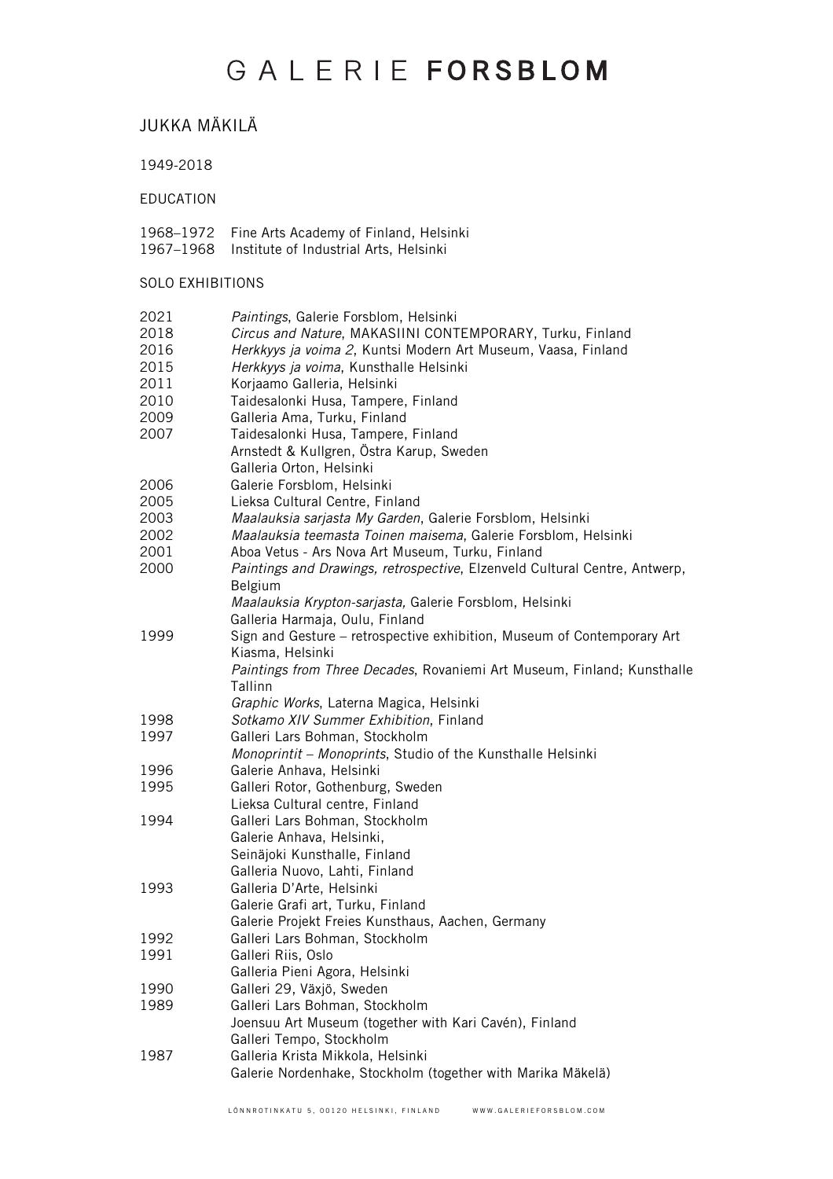# GALERIE **FORSBLOM**

## JUKKA MÄKILÄ

1949-2018

### EDUCATION

| | |
|---|---|
| 1968–1972 | Fine Arts Academy of Finland, Helsinki |
| 1967–1968 | Institute of Industrial Arts, Helsinki |

### SOLO EXHIBITIONS

| | |
|---|---|
| 2021 | *Paintings*, Galerie Forsblom, Helsinki |
| 2018 | *Circus and Nature*, MAKASIINI CONTEMPORARY, Turku, Finland |
| 2016 | *Herkkyys ja voima 2*, Kuntsi Modern Art Museum, Vaasa, Finland |
| 2015 | *Herkkyys ja voima*, Kunsthalle Helsinki |
| 2011 | Korjaamo Galleria, Helsinki |
| 2010 | Taidesalonki Husa, Tampere, Finland |
| 2009 | Galleria Ama, Turku, Finland |
| 2007 | Taidesalonki Husa, Tampere, Finland |
| | Arnstedt & Kullgren, Östra Karup, Sweden |
| | Galleria Orton, Helsinki |
| 2006 | Galerie Forsblom, Helsinki |
| 2005 | Lieksa Cultural Centre, Finland |
| 2003 | *Maalauksia sarjasta My Garden*, Galerie Forsblom, Helsinki |
| 2002 | *Maalauksia teemasta Toinen maisema*, Galerie Forsblom, Helsinki |
| 2001 | Aboa Vetus - Ars Nova Art Museum, Turku, Finland |
| 2000 | *Paintings and Drawings, retrospective*, Elzenveld Cultural Centre, Antwerp, Belgium |
| | *Maalauksia Krypton-sarjasta,* Galerie Forsblom, Helsinki |
| | Galleria Harmaja, Oulu, Finland |
| 1999 | Sign and Gesture – retrospective exhibition, Museum of Contemporary Art Kiasma, Helsinki |
| | *Paintings from Three Decades*, Rovaniemi Art Museum, Finland; Kunsthalle Tallinn |
| | *Graphic Works*, Laterna Magica, Helsinki |
| 1998 | *Sotkamo XIV Summer Exhibition*, Finland |
| 1997 | Galleri Lars Bohman, Stockholm |
| | *Monoprintit – Monoprints*, Studio of the Kunsthalle Helsinki |
| 1996 | Galerie Anhava, Helsinki |
| 1995 | Galleri Rotor, Gothenburg, Sweden |
| | Lieksa Cultural centre, Finland |
| 1994 | Galleri Lars Bohman, Stockholm |
| | Galerie Anhava, Helsinki, |
| | Seinäjoki Kunsthalle, Finland |
| | Galleria Nuovo, Lahti, Finland |
| 1993 | Galleria D'Arte, Helsinki |
| | Galerie Grafi art, Turku, Finland |
| | Galerie Projekt Freies Kunsthaus, Aachen, Germany |
| 1992 | Galleri Lars Bohman, Stockholm |
| 1991 | Galleri Riis, Oslo |
| | Galleria Pieni Agora, Helsinki |
| 1990 | Galleri 29, Växjö, Sweden |
| 1989 | Galleri Lars Bohman, Stockholm |
| | Joensuu Art Museum (together with Kari Cavén), Finland |
| | Galleri Tempo, Stockholm |
| 1987 | Galleria Krista Mikkola, Helsinki |
| | Galerie Nordenhake, Stockholm (together with Marika Mäkelä) |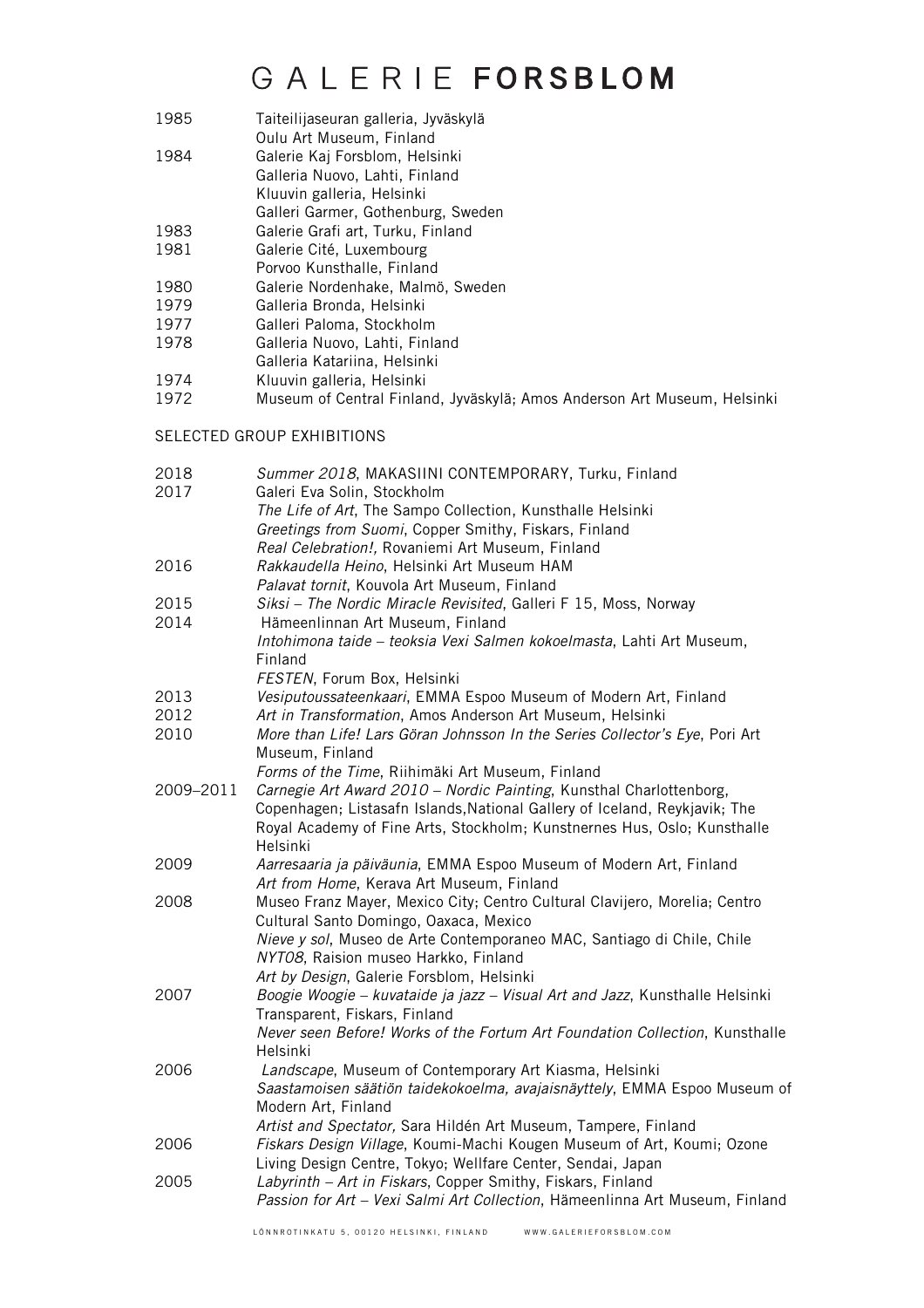| | |
|---|---|
| 1985 | Taiteilijaseuran galleria, Jyväskylä |
| | Oulu Art Museum, Finland |
| 1984 | Galerie Kaj Forsblom, Helsinki |
| | Galleria Nuovo, Lahti, Finland |
| | Kluuvin galleria, Helsinki |
| | Galleri Garmer, Gothenburg, Sweden |
| 1983 | Galerie Grafi art, Turku, Finland |
| 1981 | Galerie Cité, Luxembourg |
| | Porvoo Kunsthalle, Finland |
| 1980 | Galerie Nordenhake, Malmö, Sweden |
| 1979 | Galleria Bronda, Helsinki |
| 1977 | Galleri Paloma, Stockholm |
| 1978 | Galleria Nuovo, Lahti, Finland |
| | Galleria Katariina, Helsinki |
| 1974 | Kluuvin galleria, Helsinki |
| 1972 | Museum of Central Finland, Jyväskylä; Amos Anderson Art Museum, Helsinki |

SELECTED GROUP EXHIBITIONS

| | |
|---|---|
| 2018 | *Summer 2018*, MAKASIINI CONTEMPORARY, Turku, Finland |
| 2017 | Galeri Eva Solin, Stockholm |
| | *The Life of Art*, The Sampo Collection, Kunsthalle Helsinki |
| | *Greetings from Suomi*, Copper Smithy, Fiskars, Finland |
| | *Real Celebration!*, Rovaniemi Art Museum, Finland |
| 2016 | *Rakkaudella Heino*, Helsinki Art Museum HAM |
| | *Palavat tornit*, Kouvola Art Museum, Finland |
| 2015 | *Siksi – The Nordic Miracle Revisited*, Galleri F 15, Moss, Norway |
| 2014 | Hämeenlinnan Art Museum, Finland |
| | *Intohimona taide – teoksia Vexi Salmen kokoelmasta*, Lahti Art Museum, Finland |
| | *FESTEN*, Forum Box, Helsinki |
| 2013 | *Vesiputoussateenkaari*, EMMA Espoo Museum of Modern Art, Finland |
| 2012 | *Art in Transformation*, Amos Anderson Art Museum, Helsinki |
| 2010 | *More than Life! Lars Göran Johnsson In the Series Collector's Eye*, Pori Art Museum, Finland |
| | *Forms of the Time*, Riihimäki Art Museum, Finland |
| 2009–2011 | *Carnegie Art Award 2010 – Nordic Painting*, Kunsthal Charlottenborg, Copenhagen; Listasafn Islands,National Gallery of Iceland, Reykjavik; The Royal Academy of Fine Arts, Stockholm; Kunstnernes Hus, Oslo; Kunsthalle Helsinki |
| 2009 | *Aarresaaria ja päiväunia*, EMMA Espoo Museum of Modern Art, Finland |
| | *Art from Home*, Kerava Art Museum, Finland |
| 2008 | Museo Franz Mayer, Mexico City; Centro Cultural Clavijero, Morelia; Centro Cultural Santo Domingo, Oaxaca, Mexico |
| | *Nieve y sol*, Museo de Arte Contemporaneo MAC, Santiago di Chile, Chile |
| | *NYT08*, Raision museo Harkko, Finland |
| | *Art by Design*, Galerie Forsblom, Helsinki |
| 2007 | *Boogie Woogie – kuvataide ja jazz – Visual Art and Jazz*, Kunsthalle Helsinki |
| | Transparent, Fiskars, Finland |
| | *Never seen Before! Works of the Fortum Art Foundation Collection*, Kunsthalle Helsinki |
| 2006 | *Landscape*, Museum of Contemporary Art Kiasma, Helsinki |
| | *Saastamoisen säätiön taidekokoelma, avajaisnäyttely*, EMMA Espoo Museum of Modern Art, Finland |
| | *Artist and Spectator,* Sara Hildén Art Museum, Tampere, Finland |
| 2006 | *Fiskars Design Village*, Koumi-Machi Kougen Museum of Art, Koumi; Ozone Living Design Centre, Tokyo; Wellfare Center, Sendai, Japan |
| 2005 | *Labyrinth – Art in Fiskars*, Copper Smithy, Fiskars, Finland |
| | *Passion for Art – Vexi Salmi Art Collection*, Hämeenlinna Art Museum, Finland |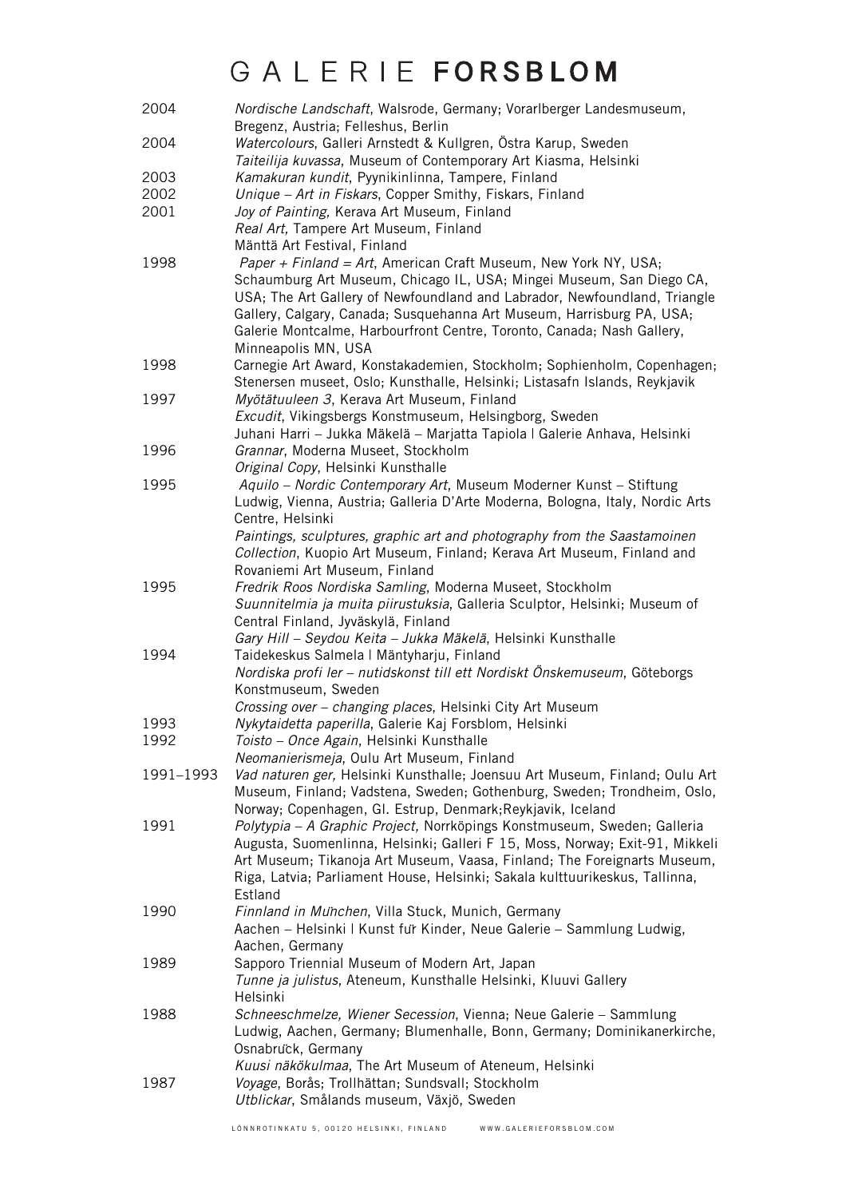# GALERIE **FORSBLOM**

| | |
|---|---|
| 2004 | *Nordische Landschaft*, Walsrode, Germany; Vorarlberger Landesmuseum, Bregenz, Austria; Felleshus, Berlin |
| 2004 | *Watercolours*, Galleri Arnstedt & Kullgren, Östra Karup, Sweden<br>*Taiteilija kuvassa*, Museum of Contemporary Art Kiasma, Helsinki |
| 2003 | *Kamakuran kundit*, Pyynikinlinna, Tampere, Finland |
| 2002 | *Unique – Art in Fiskars*, Copper Smithy, Fiskars, Finland |
| 2001 | *Joy of Painting,* Kerava Art Museum, Finland<br>*Real Art,* Tampere Art Museum, Finland<br>Mänttä Art Festival, Finland |
| 1998 | *Paper + Finland = Art*, American Craft Museum, New York NY, USA; Schaumburg Art Museum, Chicago IL, USA; Mingei Museum, San Diego CA, USA; The Art Gallery of Newfoundland and Labrador, Newfoundland, Triangle Gallery, Calgary, Canada; Susquehanna Art Museum, Harrisburg PA, USA; Galerie Montcalme, Harbourfront Centre, Toronto, Canada; Nash Gallery, Minneapolis MN, USA |
| 1998 | Carnegie Art Award, Konstakademien, Stockholm; Sophienholm, Copenhagen; Stenersen museet, Oslo; Kunsthalle, Helsinki; Listasafn Islands, Reykjavik |
| 1997 | *Myötätuuleen 3*, Kerava Art Museum, Finland<br>*Excudit*, Vikingsbergs Konstmuseum, Helsingborg, Sweden<br>Juhani Harri – Jukka Mäkelä – Marjatta Tapiola I Galerie Anhava, Helsinki |
| 1996 | *Grannar*, Moderna Museet, Stockholm<br>*Original Copy*, Helsinki Kunsthalle |
| 1995 | *Aquilo – Nordic Contemporary Art*, Museum Moderner Kunst – Stiftung Ludwig, Vienna, Austria; Galleria D'Arte Moderna, Bologna, Italy, Nordic Arts Centre, Helsinki<br>*Paintings, sculptures, graphic art and photography from the Saastamoinen Collection*, Kuopio Art Museum, Finland; Kerava Art Museum, Finland and Rovaniemi Art Museum, Finland |
| 1995 | *Fredrik Roos Nordiska Samling*, Moderna Museet, Stockholm<br>*Suunnitelmia ja muita piirustuksia*, Galleria Sculptor, Helsinki; Museum of Central Finland, Jyväskylä, Finland<br>*Gary Hill – Seydou Keita – Jukka Mäkelä*, Helsinki Kunsthalle |
| 1994 | Taidekeskus Salmela I Mäntyharju, Finland<br>*Nordiska profi ler – nutidskonst till ett Nordiskt Önskemuseum*, Göteborgs Konstmuseum, Sweden<br>*Crossing over – changing places*, Helsinki City Art Museum |
| 1993 | *Nykytaidetta paperilla*, Galerie Kaj Forsblom, Helsinki |
| 1992 | *Toisto – Once Again*, Helsinki Kunsthalle<br>*Neomanierismeja*, Oulu Art Museum, Finland |
| 1991–1993 | *Vad naturen ger,* Helsinki Kunsthalle; Joensuu Art Museum, Finland; Oulu Art Museum, Finland; Vadstena, Sweden; Gothenburg, Sweden; Trondheim, Oslo, Norway; Copenhagen, Gl. Estrup, Denmark;Reykjavik, Iceland |
| 1991 | *Polytypia – A Graphic Project,* Norrköpings Konstmuseum, Sweden; Galleria Augusta, Suomenlinna, Helsinki; Galleri F 15, Moss, Norway; Exit-91, Mikkeli Art Museum; Tikanoja Art Museum, Vaasa, Finland; The Foreignarts Museum, Riga, Latvia; Parliament House, Helsinki; Sakala kulttuurikeskus, Tallinna, Estland |
| 1990 | *Finnland in München*, Villa Stuck, Munich, Germany<br>Aachen – Helsinki I Kunst für Kinder, Neue Galerie – Sammlung Ludwig, Aachen, Germany |
| 1989 | Sapporo Triennial Museum of Modern Art, Japan<br>*Tunne ja julistus*, Ateneum, Kunsthalle Helsinki, Kluuvi Gallery Helsinki |
| 1988 | *Schneeschmelze, Wiener Secession*, Vienna; Neue Galerie – Sammlung Ludwig, Aachen, Germany; Blumenhalle, Bonn, Germany; Dominikanerkirche, Osnabrück, Germany<br>*Kuusi näkökulmaa*, The Art Museum of Ateneum, Helsinki |
| 1987 | *Voyage*, Borås; Trollhättan; Sundsvall; Stockholm<br>*Utblickar*, Smålands museum, Växjö, Sweden |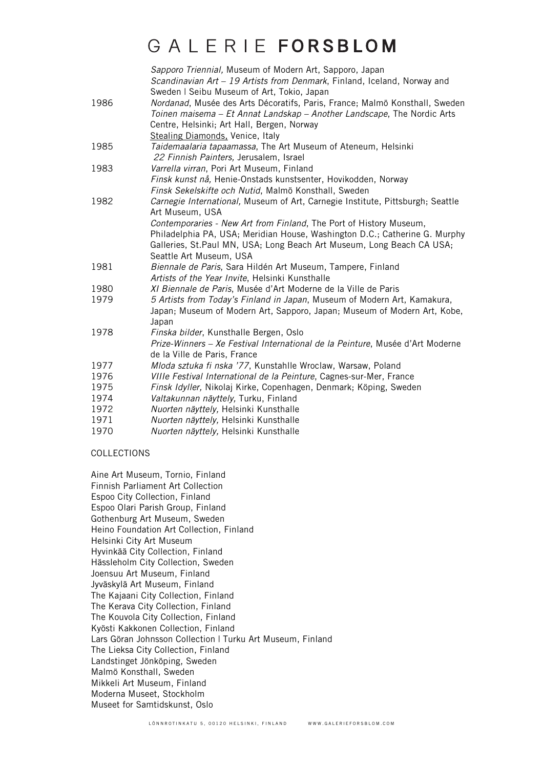| | |
|---|---|
| | *Sapporo Triennial,* Museum of Modern Art, Sapporo, Japan |
| | *Scandinavian Art – 19 Artists from Denmark*, Finland, Iceland, Norway and Sweden \| Seibu Museum of Art, Tokio, Japan |
| 1986 | *Nordanad*, Musée des Arts Décoratifs, Paris, France; Malmö Konsthall, Sweden |
| | *Toinen maisema – Et Annat Landskap – Another Landscape*, The Nordic Arts Centre, Helsinki; Art Hall, Bergen, Norway |
| | Stealing Diamonds, Venice, Italy |
| 1985 | *Taidemaalaria tapaamassa*, The Art Museum of Ateneum, Helsinki |
| | *22 Finnish Painters,* Jerusalem, Israel |
| 1983 | *Varrella virran*, Pori Art Museum, Finland |
| | *Finsk kunst nå,* Henie-Onstads kunstsenter, Hovikodden, Norway |
| | *Finsk Sekelskifte och Nutid*, Malmö Konsthall, Sweden |
| 1982 | *Carnegie International,* Museum of Art, Carnegie Institute, Pittsburgh; Seattle Art Museum, USA |
| | *Contemporaries - New Art from Finland*, The Port of History Museum, Philadelphia PA, USA; Meridian House, Washington D.C.; Catherine G. Murphy Galleries, St.Paul MN, USA; Long Beach Art Museum, Long Beach CA USA; Seattle Art Museum, USA |
| 1981 | *Biennale de Paris*, Sara Hildén Art Museum, Tampere, Finland |
| | *Artists of the Year Invite*, Helsinki Kunsthalle |
| 1980 | *XI Biennale de Paris*, Musée d'Art Moderne de la Ville de Paris |
| 1979 | *5 Artists from Today's Finland in Japan*, Museum of Modern Art, Kamakura, Japan; Museum of Modern Art, Sapporo, Japan; Museum of Modern Art, Kobe, Japan |
| 1978 | *Finska bilder*, Kunsthalle Bergen, Oslo |
| | *Prize-Winners – Xe Festival International de la Peinture*, Musée d'Art Moderne de la Ville de Paris, France |
| 1977 | *Mloda sztuka fi nska '77*, Kunstahlle Wroclaw, Warsaw, Poland |
| 1976 | *VIIIe Festival International de la Peinture*, Cagnes-sur-Mer, France |
| 1975 | *Finsk Idyller,* Nikolaj Kirke, Copenhagen, Denmark; Köping, Sweden |
| 1974 | *Valtakunnan näyttely,* Turku, Finland |
| 1972 | *Nuorten näyttely,* Helsinki Kunsthalle |
| 1971 | *Nuorten näyttely,* Helsinki Kunsthalle |
| 1970 | *Nuorten näyttely,* Helsinki Kunsthalle |

COLLECTIONS

Aine Art Museum, Tornio, Finland
Finnish Parliament Art Collection
Espoo City Collection, Finland
Espoo Olari Parish Group, Finland
Gothenburg Art Museum, Sweden
Heino Foundation Art Collection, Finland
Helsinki City Art Museum
Hyvinkää City Collection, Finland
Hässleholm City Collection, Sweden
Joensuu Art Museum, Finland
Jyväskylä Art Museum, Finland
The Kajaani City Collection, Finland
The Kerava City Collection, Finland
The Kouvola City Collection, Finland
Kyösti Kakkonen Collection, Finland
Lars Göran Johnsson Collection | Turku Art Museum, Finland
The Lieksa City Collection, Finland
Landstinget Jönköping, Sweden
Malmö Konsthall, Sweden
Mikkeli Art Museum, Finland
Moderna Museet, Stockholm
Museet for Samtidskunst, Oslo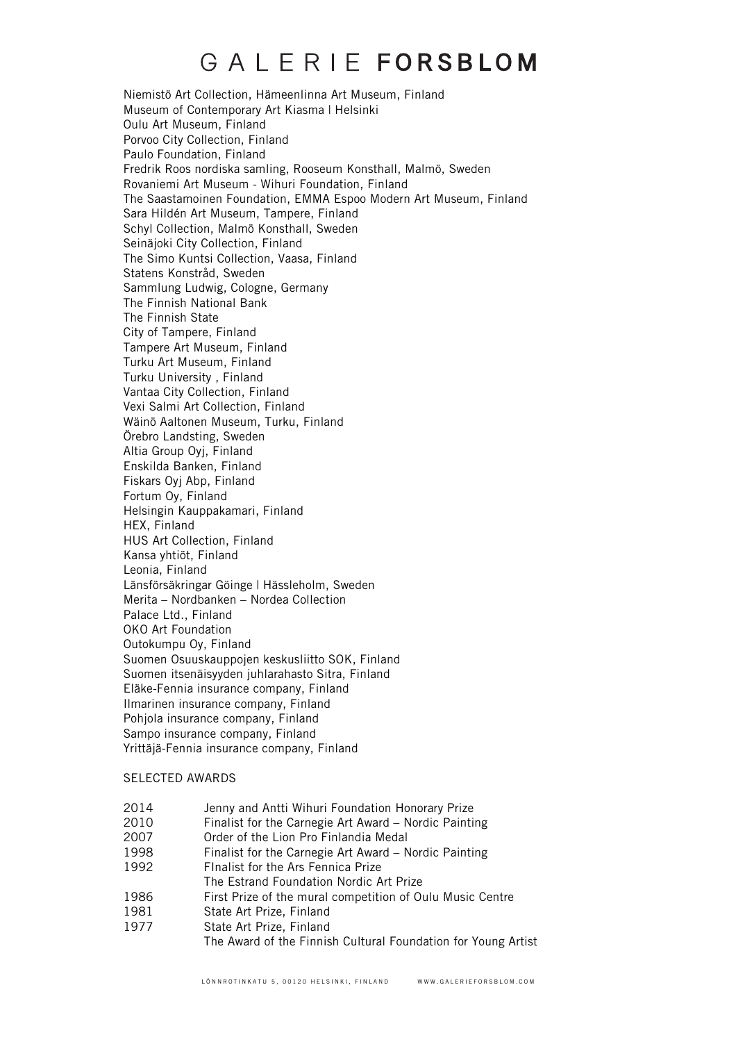Niemistö Art Collection, Hämeenlinna Art Museum, Finland
Museum of Contemporary Art Kiasma | Helsinki
Oulu Art Museum, Finland
Porvoo City Collection, Finland
Paulo Foundation, Finland
Fredrik Roos nordiska samling, Rooseum Konsthall, Malmö, Sweden
Rovaniemi Art Museum - Wihuri Foundation, Finland
The Saastamoinen Foundation, EMMA Espoo Modern Art Museum, Finland
Sara Hildén Art Museum, Tampere, Finland
Schyl Collection, Malmö Konsthall, Sweden
Seinäjoki City Collection, Finland
The Simo Kuntsi Collection, Vaasa, Finland
Statens Konstråd, Sweden
Sammlung Ludwig, Cologne, Germany
The Finnish National Bank
The Finnish State
City of Tampere, Finland
Tampere Art Museum, Finland
Turku Art Museum, Finland
Turku University , Finland
Vantaa City Collection, Finland
Vexi Salmi Art Collection, Finland
Wäinö Aaltonen Museum, Turku, Finland
Örebro Landsting, Sweden
Altia Group Oyj, Finland
Enskilda Banken, Finland
Fiskars Oyj Abp, Finland
Fortum Oy, Finland
Helsingin Kauppakamari, Finland
HEX, Finland
HUS Art Collection, Finland
Kansa yhtiöt, Finland
Leonia, Finland
Länsförsäkringar Göinge | Hässleholm, Sweden
Merita – Nordbanken – Nordea Collection
Palace Ltd., Finland
OKO Art Foundation
Outokumpu Oy, Finland
Suomen Osuuskauppojen keskusliitto SOK, Finland
Suomen itsenäisyyden juhlarahasto Sitra, Finland
Eläke-Fennia insurance company, Finland
Ilmarinen insurance company, Finland
Pohjola insurance company, Finland
Sampo insurance company, Finland
Yrittäjä-Fennia insurance company, Finland

## SELECTED AWARDS

| | |
|---|---|
| 2014 | Jenny and Antti Wihuri Foundation Honorary Prize |
| 2010 | Finalist for the Carnegie Art Award – Nordic Painting |
| 2007 | Order of the Lion Pro Finlandia Medal |
| 1998 | Finalist for the Carnegie Art Award – Nordic Painting |
| 1992 | FInalist for the Ars Fennica Prize |
| | The Estrand Foundation Nordic Art Prize |
| 1986 | First Prize of the mural competition of Oulu Music Centre |
| 1981 | State Art Prize, Finland |
| 1977 | State Art Prize, Finland |
| | The Award of the Finnish Cultural Foundation for Young Artist |